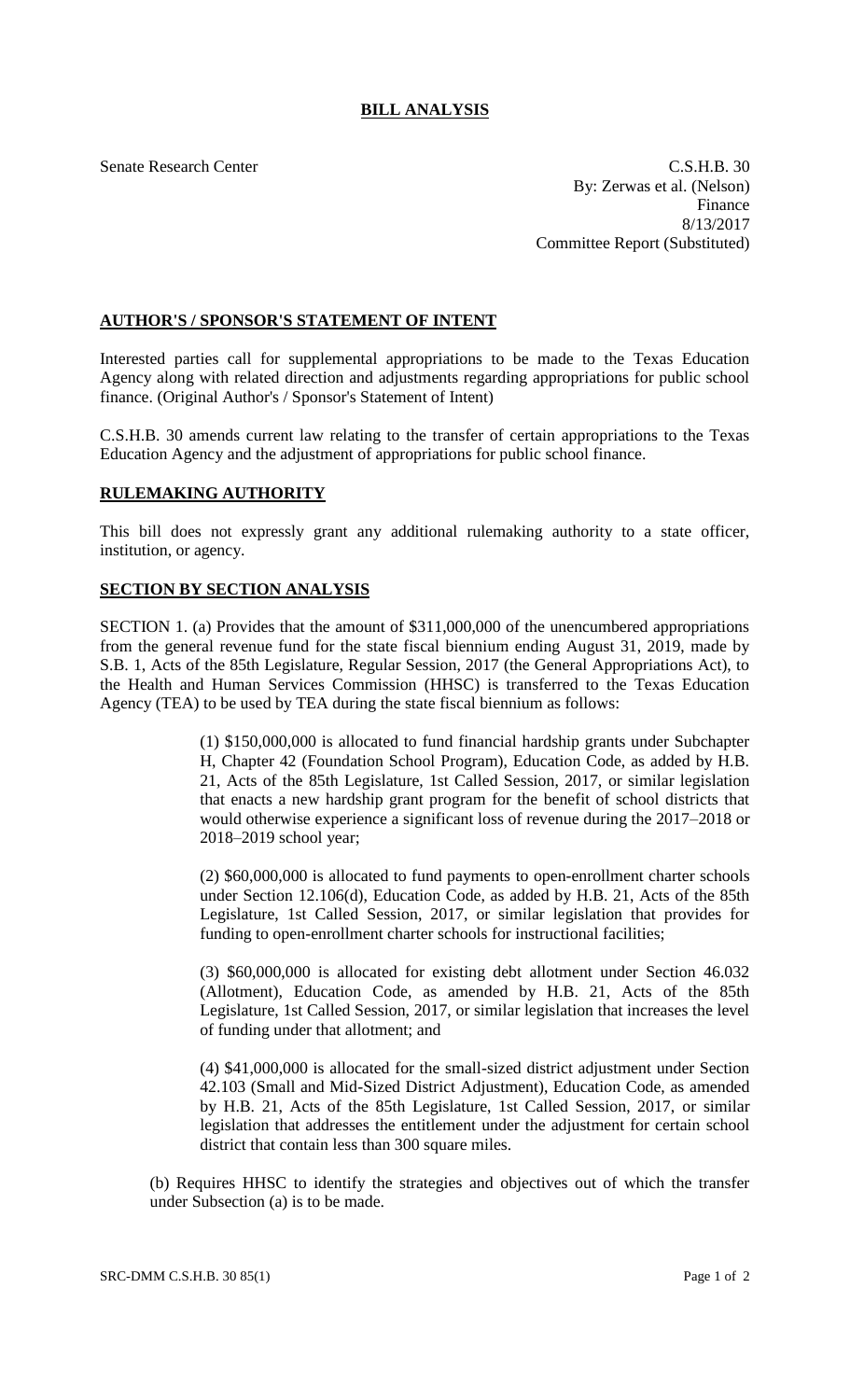# BILL ANALYSIS

Senate Research Center

C.S.H.B. 30
By: Zerwas et al. (Nelson)
Finance
8/13/2017
Committee Report (Substituted)

## AUTHOR'S / SPONSOR'S STATEMENT OF INTENT

Interested parties call for supplemental appropriations to be made to the Texas Education Agency along with related direction and adjustments regarding appropriations for public school finance. (Original Author's / Sponsor's Statement of Intent)

C.S.H.B. 30 amends current law relating to the transfer of certain appropriations to the Texas Education Agency and the adjustment of appropriations for public school finance.

## RULEMAKING AUTHORITY

This bill does not expressly grant any additional rulemaking authority to a state officer, institution, or agency.

## SECTION BY SECTION ANALYSIS

SECTION 1. (a) Provides that the amount of $311,000,000 of the unencumbered appropriations from the general revenue fund for the state fiscal biennium ending August 31, 2019, made by S.B. 1, Acts of the 85th Legislature, Regular Session, 2017 (the General Appropriations Act), to the Health and Human Services Commission (HHSC) is transferred to the Texas Education Agency (TEA) to be used by TEA during the state fiscal biennium as follows:

> (1) $150,000,000 is allocated to fund financial hardship grants under Subchapter H, Chapter 42 (Foundation School Program), Education Code, as added by H.B. 21, Acts of the 85th Legislature, 1st Called Session, 2017, or similar legislation that enacts a new hardship grant program for the benefit of school districts that would otherwise experience a significant loss of revenue during the 2017–2018 or 2018–2019 school year;
>
> (2) $60,000,000 is allocated to fund payments to open-enrollment charter schools under Section 12.106(d), Education Code, as added by H.B. 21, Acts of the 85th Legislature, 1st Called Session, 2017, or similar legislation that provides for funding to open-enrollment charter schools for instructional facilities;
>
> (3) $60,000,000 is allocated for existing debt allotment under Section 46.032 (Allotment), Education Code, as amended by H.B. 21, Acts of the 85th Legislature, 1st Called Session, 2017, or similar legislation that increases the level of funding under that allotment; and
>
> (4) $41,000,000 is allocated for the small-sized district adjustment under Section 42.103 (Small and Mid-Sized District Adjustment), Education Code, as amended by H.B. 21, Acts of the 85th Legislature, 1st Called Session, 2017, or similar legislation that addresses the entitlement under the adjustment for certain school district that contain less than 300 square miles.

(b) Requires HHSC to identify the strategies and objectives out of which the transfer under Subsection (a) is to be made.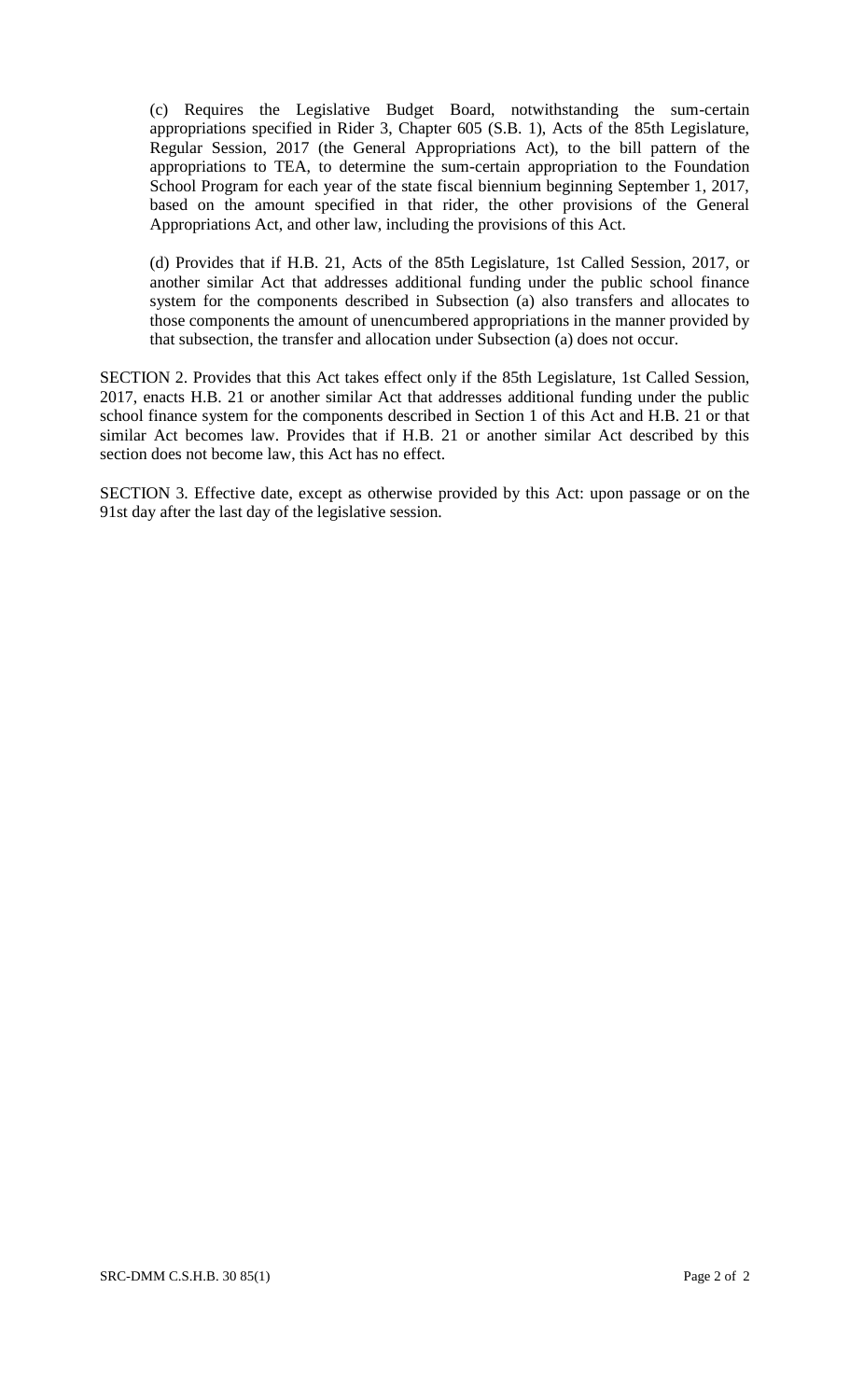(c) Requires the Legislative Budget Board, notwithstanding the sum-certain appropriations specified in Rider 3, Chapter 605 (S.B. 1), Acts of the 85th Legislature, Regular Session, 2017 (the General Appropriations Act), to the bill pattern of the appropriations to TEA, to determine the sum-certain appropriation to the Foundation School Program for each year of the state fiscal biennium beginning September 1, 2017, based on the amount specified in that rider, the other provisions of the General Appropriations Act, and other law, including the provisions of this Act.

(d) Provides that if H.B. 21, Acts of the 85th Legislature, 1st Called Session, 2017, or another similar Act that addresses additional funding under the public school finance system for the components described in Subsection (a) also transfers and allocates to those components the amount of unencumbered appropriations in the manner provided by that subsection, the transfer and allocation under Subsection (a) does not occur.

SECTION 2. Provides that this Act takes effect only if the 85th Legislature, 1st Called Session, 2017, enacts H.B. 21 or another similar Act that addresses additional funding under the public school finance system for the components described in Section 1 of this Act and H.B. 21 or that similar Act becomes law. Provides that if H.B. 21 or another similar Act described by this section does not become law, this Act has no effect.

SECTION 3. Effective date, except as otherwise provided by this Act: upon passage or on the 91st day after the last day of the legislative session.

SRC-DMM C.S.H.B. 30 85(1)